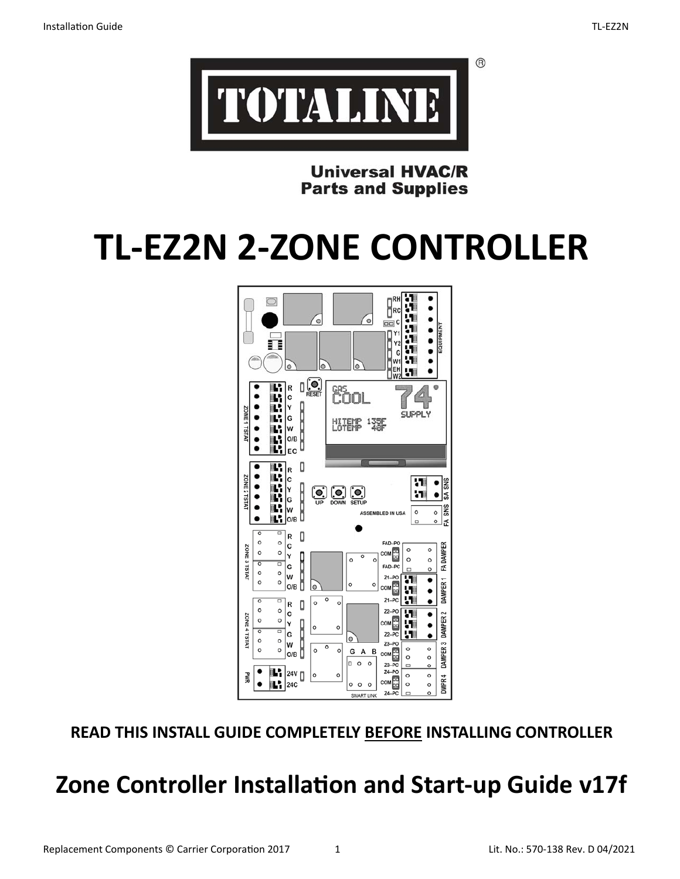# TL-EZ2N 2-ZONE CONTROLLER

**READ THIS INSTALL GUIDE COMPLETELY <u>BEFORE</u> INSTALLING CONTROLLER**

## Zone Controller Installation and Start-up Guide v17f

Replacement Components © Carrier Corporation 2017

Lit. No.: 570-138 Rev. D 04/2021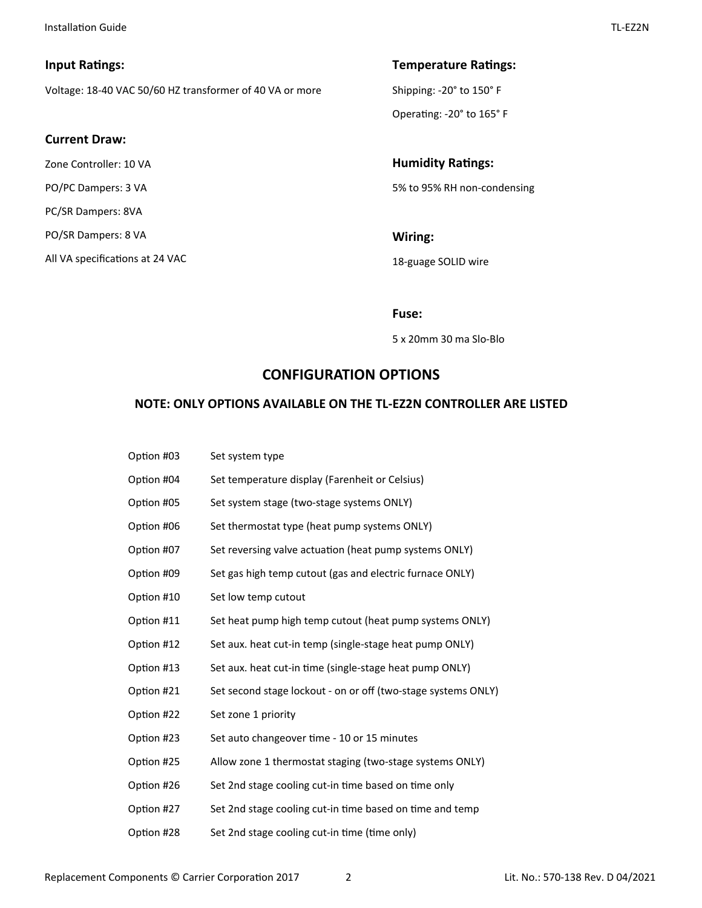### Input Ratings:

Voltage: 18-40 VAC 50/60 HZ transformer of 40 VA or more

### Current Draw:

Zone Controller: 10 VA

PO/PC Dampers: 3 VA

PC/SR Dampers: 8VA

PO/SR Dampers: 8 VA

All VA specifications at 24 VAC

### Temperature Ratings:

Shipping: -20° to 150° F

Operating: -20° to 165° F

### Humidity Ratings:

5% to 95% RH non-condensing

### Wiring:

18-guage SOLID wire

### Fuse:

5 x 20mm 30 ma Slo-Blo

## CONFIGURATION OPTIONS

### NOTE: ONLY OPTIONS AVAILABLE ON THE TL-EZ2N CONTROLLER ARE LISTED

| | |
|---|---|
| Option #03 | Set system type |
| Option #04 | Set temperature display (Farenheit or Celsius) |
| Option #05 | Set system stage (two-stage systems ONLY) |
| Option #06 | Set thermostat type (heat pump systems ONLY) |
| Option #07 | Set reversing valve actuation (heat pump systems ONLY) |
| Option #09 | Set gas high temp cutout (gas and electric furnace ONLY) |
| Option #10 | Set low temp cutout |
| Option #11 | Set heat pump high temp cutout (heat pump systems ONLY) |
| Option #12 | Set aux. heat cut-in temp (single-stage heat pump ONLY) |
| Option #13 | Set aux. heat cut-in time (single-stage heat pump ONLY) |
| Option #21 | Set second stage lockout - on or off (two-stage systems ONLY) |
| Option #22 | Set zone 1 priority |
| Option #23 | Set auto changeover time - 10 or 15 minutes |
| Option #25 | Allow zone 1 thermostat staging (two-stage systems ONLY) |
| Option #26 | Set 2nd stage cooling cut-in time based on time only |
| Option #27 | Set 2nd stage cooling cut-in time based on time and temp |
| Option #28 | Set 2nd stage cooling cut-in time (time only) |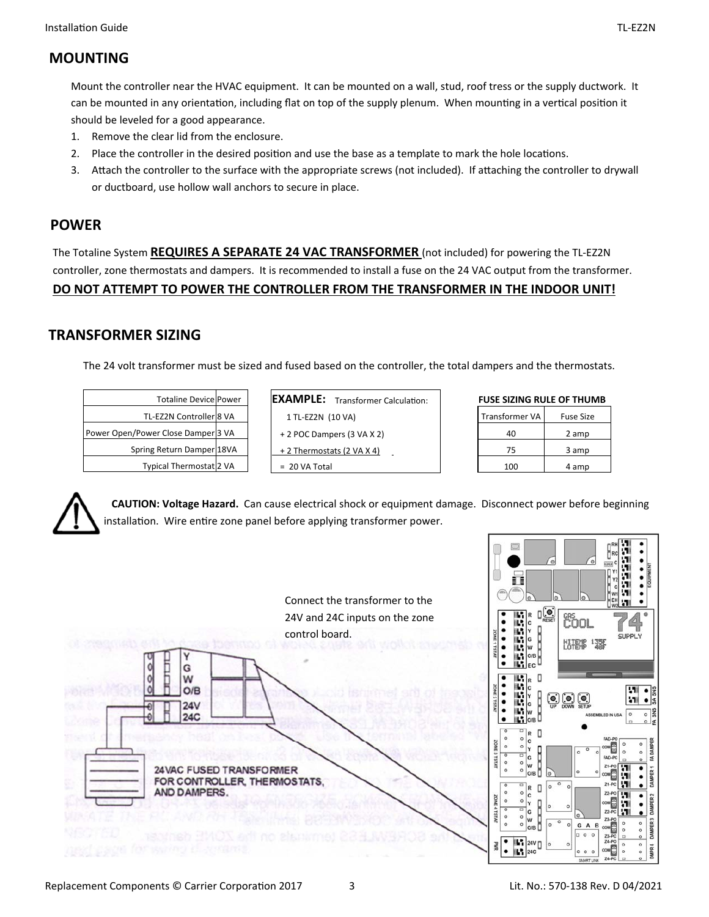## MOUNTING

Mount the controller near the HVAC equipment. It can be mounted on a wall, stud, roof tress or the supply ductwork. It can be mounted in any orientation, including flat on top of the supply plenum. When mounting in a vertical position it should be leveled for a good appearance.

1. Remove the clear lid from the enclosure.
2. Place the controller in the desired position and use the base as a template to mark the hole locations.
3. Attach the controller to the surface with the appropriate screws (not included). If attaching the controller to drywall or ductboard, use hollow wall anchors to secure in place.

## POWER

The Totaline System **REQUIRES A SEPARATE 24 VAC TRANSFORMER** (not included) for powering the TL-EZ2N controller, zone thermostats and dampers. It is recommended to install a fuse on the 24 VAC output from the transformer.

**DO NOT ATTEMPT TO POWER THE CONTROLLER FROM THE TRANSFORMER IN THE INDOOR UNIT!**

## TRANSFORMER SIZING

The 24 volt transformer must be sized and fused based on the controller, the total dampers and the thermostats.

| Totaline Device | Power |
|---|---|
| TL-EZ2N Controller | 8 VA |
| Power Open/Power Close Damper | 3 VA |
| Spring Return Damper | 18VA |
| Typical Thermostat | 2 VA |

**EXAMPLE:** Transformer Calculation:

1 TL-EZ2N (10 VA)
+ 2 POC Dampers (3 VA X 2)
+ 2 Thermostats (2 VA X 4)
= 20 VA Total

**FUSE SIZING RULE OF THUMB**

| Transformer VA | Fuse Size |
|---|---|
| 40 | 2 amp |
| 75 | 3 amp |
| 100 | 4 amp |

**CAUTION: Voltage Hazard.** Can cause electrical shock or equipment damage. Disconnect power before beginning installation. Wire entire zone panel before applying transformer power.

Connect the transformer to the 24V and 24C inputs on the zone control board.

24VAC FUSED TRANSFORMER FOR CONTROLLER, THERMOSTATS, AND DAMPERS.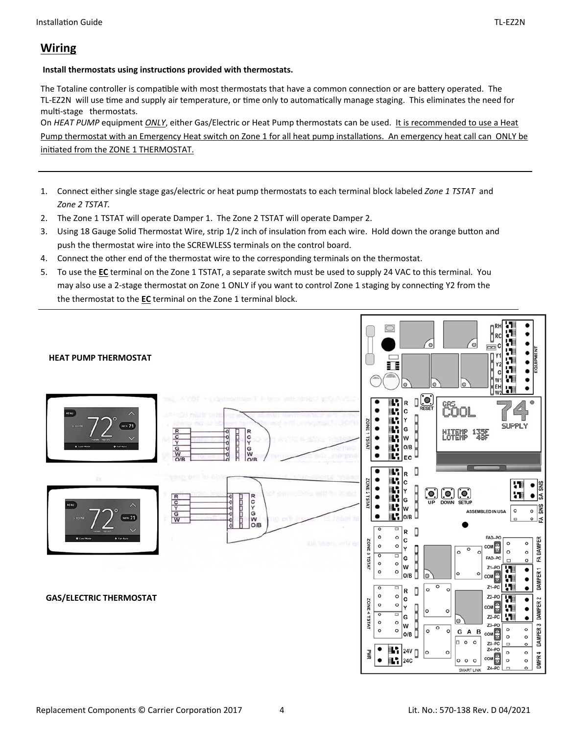## Wiring

**Install thermostats using instructions provided with thermostats.**

The Totaline controller is compatible with most thermostats that have a common connection or are battery operated. The TL-EZ2N will use time and supply air temperature, or time only to automatically manage staging. This eliminates the need for multi-stage thermostats.

On *HEAT PUMP* equipment *ONLY*, either Gas/Electric or Heat Pump thermostats can be used. It is recommended to use a Heat Pump thermostat with an Emergency Heat switch on Zone 1 for all heat pump installations. An emergency heat call can ONLY be initiated from the ZONE 1 THERMOSTAT.

1. Connect either single stage gas/electric or heat pump thermostats to each terminal block labeled *Zone 1 TSTAT* and *Zone 2 TSTAT.*
2. The Zone 1 TSTAT will operate Damper 1. The Zone 2 TSTAT will operate Damper 2.
3. Using 18 Gauge Solid Thermostat Wire, strip 1/2 inch of insulation from each wire. Hold down the orange button and push the thermostat wire into the SCREWLESS terminals on the control board.
4. Connect the other end of the thermostat wire to the corresponding terminals on the thermostat.
5. To use the **EC** terminal on the Zone 1 TSTAT, a separate switch must be used to supply 24 VAC to this terminal. You may also use a 2-stage thermostat on Zone 1 ONLY if you want to control Zone 1 staging by connecting Y2 from the the thermostat to the **EC** terminal on the Zone 1 terminal block.

**HEAT PUMP THERMOSTAT**

**GAS/ELECTRIC THERMOSTAT**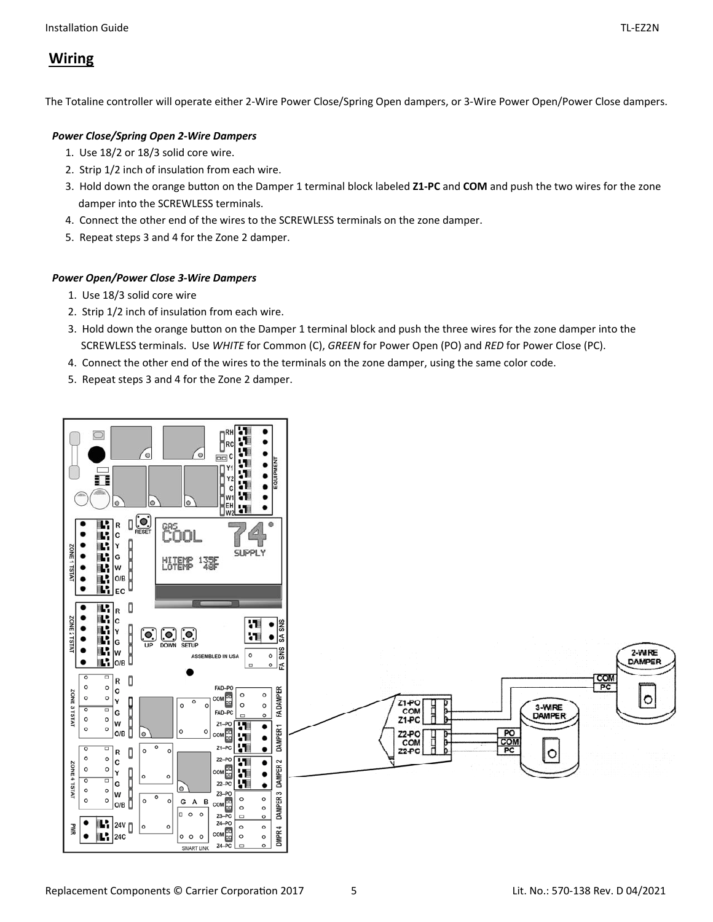## Wiring

The Totaline controller will operate either 2-Wire Power Close/Spring Open dampers, or 3-Wire Power Open/Power Close dampers.

***Power Close/Spring Open 2-Wire Dampers***

1. Use 18/2 or 18/3 solid core wire.
2. Strip 1/2 inch of insulation from each wire.
3. Hold down the orange button on the Damper 1 terminal block labeled **Z1-PC** and **COM** and push the two wires for the zone damper into the SCREWLESS terminals.
4. Connect the other end of the wires to the SCREWLESS terminals on the zone damper.
5. Repeat steps 3 and 4 for the Zone 2 damper.

***Power Open/Power Close 3-Wire Dampers***

1. Use 18/3 solid core wire
2. Strip 1/2 inch of insulation from each wire.
3. Hold down the orange button on the Damper 1 terminal block and push the three wires for the zone damper into the SCREWLESS terminals. Use *WHITE* for Common (C), *GREEN* for Power Open (PO) and *RED* for Power Close (PC).
4. Connect the other end of the wires to the terminals on the zone damper, using the same color code.
5. Repeat steps 3 and 4 for the Zone 2 damper.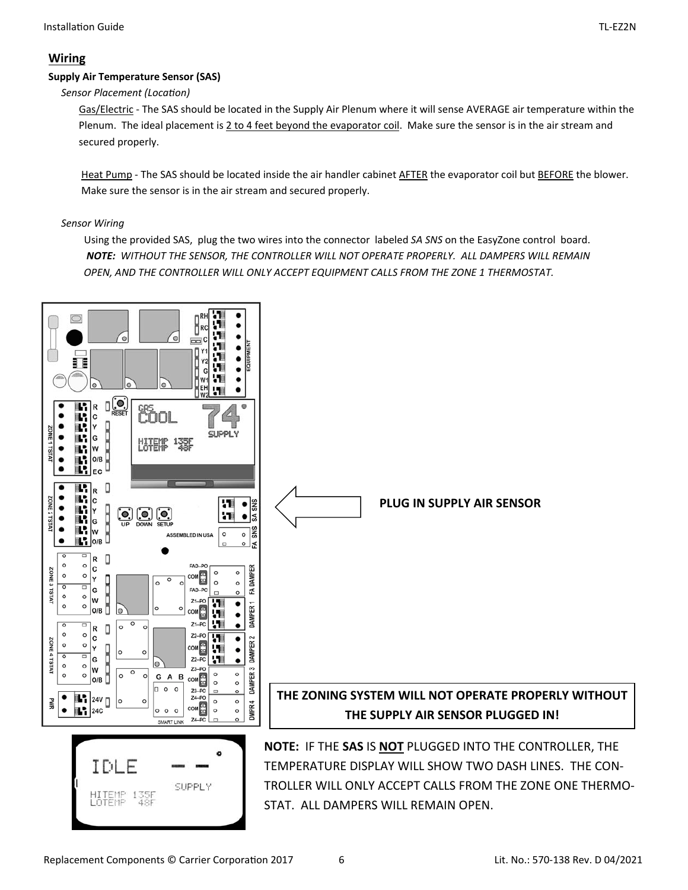## Wiring

### Supply Air Temperature Sensor (SAS)

*Sensor Placement (Location)*

Gas/Electric - The SAS should be located in the Supply Air Plenum where it will sense AVERAGE air temperature within the Plenum. The ideal placement is 2 to 4 feet beyond the evaporator coil. Make sure the sensor is in the air stream and secured properly.

Heat Pump - The SAS should be located inside the air handler cabinet AFTER the evaporator coil but BEFORE the blower. Make sure the sensor is in the air stream and secured properly.

*Sensor Wiring*

Using the provided SAS, plug the two wires into the connector labeled *SA SNS* on the EasyZone control board.
***NOTE:** WITHOUT THE SENSOR, THE CONTROLLER WILL NOT OPERATE PROPERLY. ALL DAMPERS WILL REMAIN OPEN, AND THE CONTROLLER WILL ONLY ACCEPT EQUIPMENT CALLS FROM THE ZONE 1 THERMOSTAT.*

**PLUG IN SUPPLY AIR SENSOR**

**THE ZONING SYSTEM WILL NOT OPERATE PROPERLY WITHOUT THE SUPPLY AIR SENSOR PLUGGED IN!**

**NOTE:** IF THE **SAS** IS **NOT** PLUGGED INTO THE CONTROLLER, THE TEMPERATURE DISPLAY WILL SHOW TWO DASH LINES. THE CONTROLLER WILL ONLY ACCEPT CALLS FROM THE ZONE ONE THERMOSTAT. ALL DAMPERS WILL REMAIN OPEN.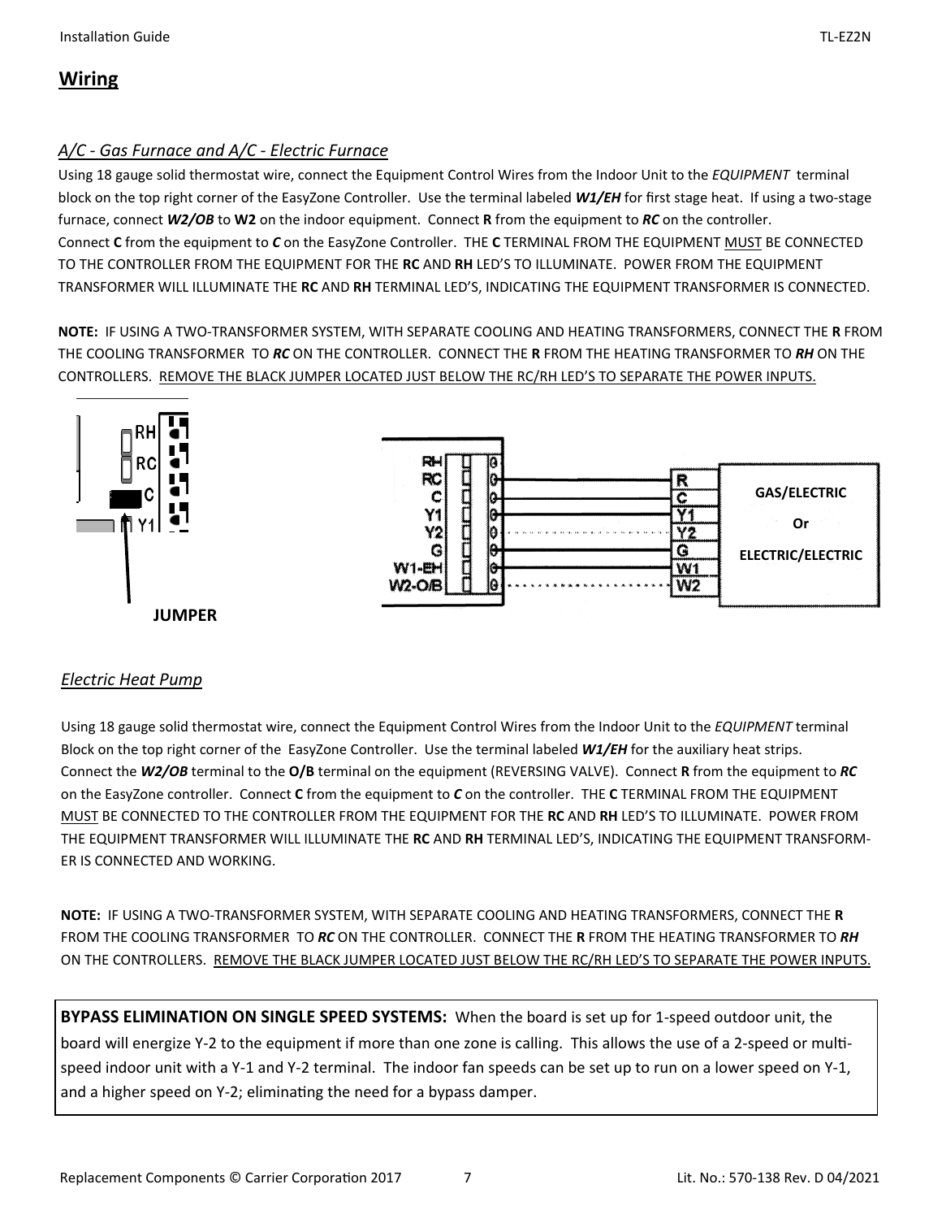## Wiring

### *A/C - Gas Furnace and A/C - Electric Furnace*

Using 18 gauge solid thermostat wire, connect the Equipment Control Wires from the Indoor Unit to the *EQUIPMENT* terminal block on the top right corner of the EasyZone Controller. Use the terminal labeled ***W1/EH*** for first stage heat. If using a two-stage furnace, connect ***W2/OB*** to **W2** on the indoor equipment. Connect **R** from the equipment to ***RC*** on the controller. Connect **C** from the equipment to ***C*** on the EasyZone Controller. THE **C** TERMINAL FROM THE EQUIPMENT MUST BE CONNECTED TO THE CONTROLLER FROM THE EQUIPMENT FOR THE **RC** AND **RH** LED'S TO ILLUMINATE. POWER FROM THE EQUIPMENT TRANSFORMER WILL ILLUMINATE THE **RC** AND **RH** TERMINAL LED'S, INDICATING THE EQUIPMENT TRANSFORMER IS CONNECTED.

**NOTE:** IF USING A TWO-TRANSFORMER SYSTEM, WITH SEPARATE COOLING AND HEATING TRANSFORMERS, CONNECT THE **R** FROM THE COOLING TRANSFORMER TO ***RC*** ON THE CONTROLLER. CONNECT THE **R** FROM THE HEATING TRANSFORMER TO ***RH*** ON THE CONTROLLERS. REMOVE THE BLACK JUMPER LOCATED JUST BELOW THE RC/RH LED'S TO SEPARATE THE POWER INPUTS.

RH RC C Y1

JUMPER

| Controller | Equipment (GAS/ELECTRIC Or ELECTRIC/ELECTRIC) |
|---|---|
| RH | |
| RC | R |
| C | C |
| Y1 | Y1 |
| Y2 | Y2 (dotted) |
| G | G |
| W1-EH | W1 |
| W2-O/B | W2 (dotted) |

### *Electric Heat Pump*

Using 18 gauge solid thermostat wire, connect the Equipment Control Wires from the Indoor Unit to the *EQUIPMENT* terminal Block on the top right corner of the EasyZone Controller. Use the terminal labeled ***W1/EH*** for the auxiliary heat strips. Connect the ***W2/OB*** terminal to the **O/B** terminal on the equipment (REVERSING VALVE). Connect **R** from the equipment to ***RC*** on the EasyZone controller. Connect **C** from the equipment to ***C*** on the controller. THE **C** TERMINAL FROM THE EQUIPMENT MUST BE CONNECTED TO THE CONTROLLER FROM THE EQUIPMENT FOR THE **RC** AND **RH** LED'S TO ILLUMINATE. POWER FROM THE EQUIPMENT TRANSFORMER WILL ILLUMINATE THE **RC** AND **RH** TERMINAL LED'S, INDICATING THE EQUIPMENT TRANSFORMER IS CONNECTED AND WORKING.

**NOTE:** IF USING A TWO-TRANSFORMER SYSTEM, WITH SEPARATE COOLING AND HEATING TRANSFORMERS, CONNECT THE **R** FROM THE COOLING TRANSFORMER TO ***RC*** ON THE CONTROLLER. CONNECT THE **R** FROM THE HEATING TRANSFORMER TO ***RH*** ON THE CONTROLLERS. REMOVE THE BLACK JUMPER LOCATED JUST BELOW THE RC/RH LED'S TO SEPARATE THE POWER INPUTS.

**BYPASS ELIMINATION ON SINGLE SPEED SYSTEMS:** When the board is set up for 1-speed outdoor unit, the board will energize Y-2 to the equipment if more than one zone is calling. This allows the use of a 2-speed or multi-speed indoor unit with a Y-1 and Y-2 terminal. The indoor fan speeds can be set up to run on a lower speed on Y-1, and a higher speed on Y-2; eliminating the need for a bypass damper.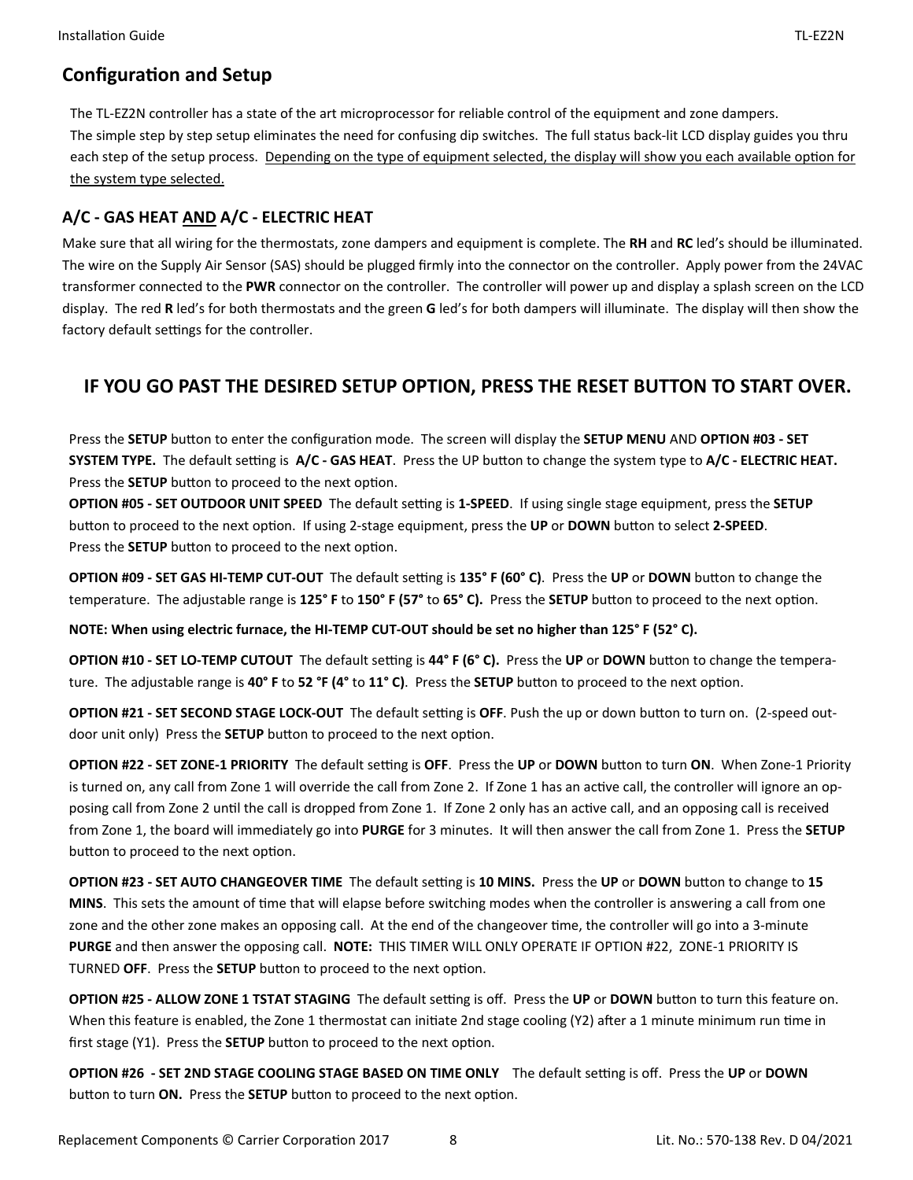## Configuration and Setup

The TL-EZ2N controller has a state of the art microprocessor for reliable control of the equipment and zone dampers. The simple step by step setup eliminates the need for confusing dip switches. The full status back-lit LCD display guides you thru each step of the setup process. Depending on the type of equipment selected, the display will show you each available option for the system type selected.

### A/C - GAS HEAT AND A/C - ELECTRIC HEAT

Make sure that all wiring for the thermostats, zone dampers and equipment is complete. The **RH** and **RC** led's should be illuminated. The wire on the Supply Air Sensor (SAS) should be plugged firmly into the connector on the controller. Apply power from the 24VAC transformer connected to the **PWR** connector on the controller. The controller will power up and display a splash screen on the LCD display. The red **R** led's for both thermostats and the green **G** led's for both dampers will illuminate. The display will then show the factory default settings for the controller.

**IF YOU GO PAST THE DESIRED SETUP OPTION, PRESS THE RESET BUTTON TO START OVER.**

Press the **SETUP** button to enter the configuration mode. The screen will display the **SETUP MENU** AND **OPTION #03 - SET SYSTEM TYPE.** The default setting is **A/C - GAS HEAT**. Press the UP button to change the system type to **A/C - ELECTRIC HEAT.** Press the **SETUP** button to proceed to the next option.

**OPTION #05 - SET OUTDOOR UNIT SPEED** The default setting is **1-SPEED**. If using single stage equipment, press the **SETUP** button to proceed to the next option. If using 2-stage equipment, press the **UP** or **DOWN** button to select **2-SPEED**. Press the **SETUP** button to proceed to the next option.

**OPTION #09 - SET GAS HI-TEMP CUT-OUT** The default setting is **135° F (60° C)**. Press the **UP** or **DOWN** button to change the temperature. The adjustable range is **125° F** to **150° F (57°** to **65° C).** Press the **SETUP** button to proceed to the next option.

**NOTE: When using electric furnace, the HI-TEMP CUT-OUT should be set no higher than 125° F (52° C).**

**OPTION #10 - SET LO-TEMP CUTOUT** The default setting is **44° F (6° C).** Press the **UP** or **DOWN** button to change the temperature. The adjustable range is **40° F** to **52 °F (4°** to **11° C)**. Press the **SETUP** button to proceed to the next option.

**OPTION #21 - SET SECOND STAGE LOCK-OUT** The default setting is **OFF**. Push the up or down button to turn on. (2-speed outdoor unit only) Press the **SETUP** button to proceed to the next option.

**OPTION #22 - SET ZONE-1 PRIORITY** The default setting is **OFF**. Press the **UP** or **DOWN** button to turn **ON**. When Zone-1 Priority is turned on, any call from Zone 1 will override the call from Zone 2. If Zone 1 has an active call, the controller will ignore an opposing call from Zone 2 until the call is dropped from Zone 1. If Zone 2 only has an active call, and an opposing call is received from Zone 1, the board will immediately go into **PURGE** for 3 minutes. It will then answer the call from Zone 1. Press the **SETUP** button to proceed to the next option.

**OPTION #23 - SET AUTO CHANGEOVER TIME** The default setting is **10 MINS.** Press the **UP** or **DOWN** button to change to **15 MINS**. This sets the amount of time that will elapse before switching modes when the controller is answering a call from one zone and the other zone makes an opposing call. At the end of the changeover time, the controller will go into a 3-minute **PURGE** and then answer the opposing call. **NOTE:** THIS TIMER WILL ONLY OPERATE IF OPTION #22, ZONE-1 PRIORITY IS TURNED **OFF**. Press the **SETUP** button to proceed to the next option.

**OPTION #25 - ALLOW ZONE 1 TSTAT STAGING** The default setting is off. Press the **UP** or **DOWN** button to turn this feature on. When this feature is enabled, the Zone 1 thermostat can initiate 2nd stage cooling (Y2) after a 1 minute minimum run time in first stage (Y1). Press the **SETUP** button to proceed to the next option.

**OPTION #26 - SET 2ND STAGE COOLING STAGE BASED ON TIME ONLY** The default setting is off. Press the **UP** or **DOWN** button to turn **ON.** Press the **SETUP** button to proceed to the next option.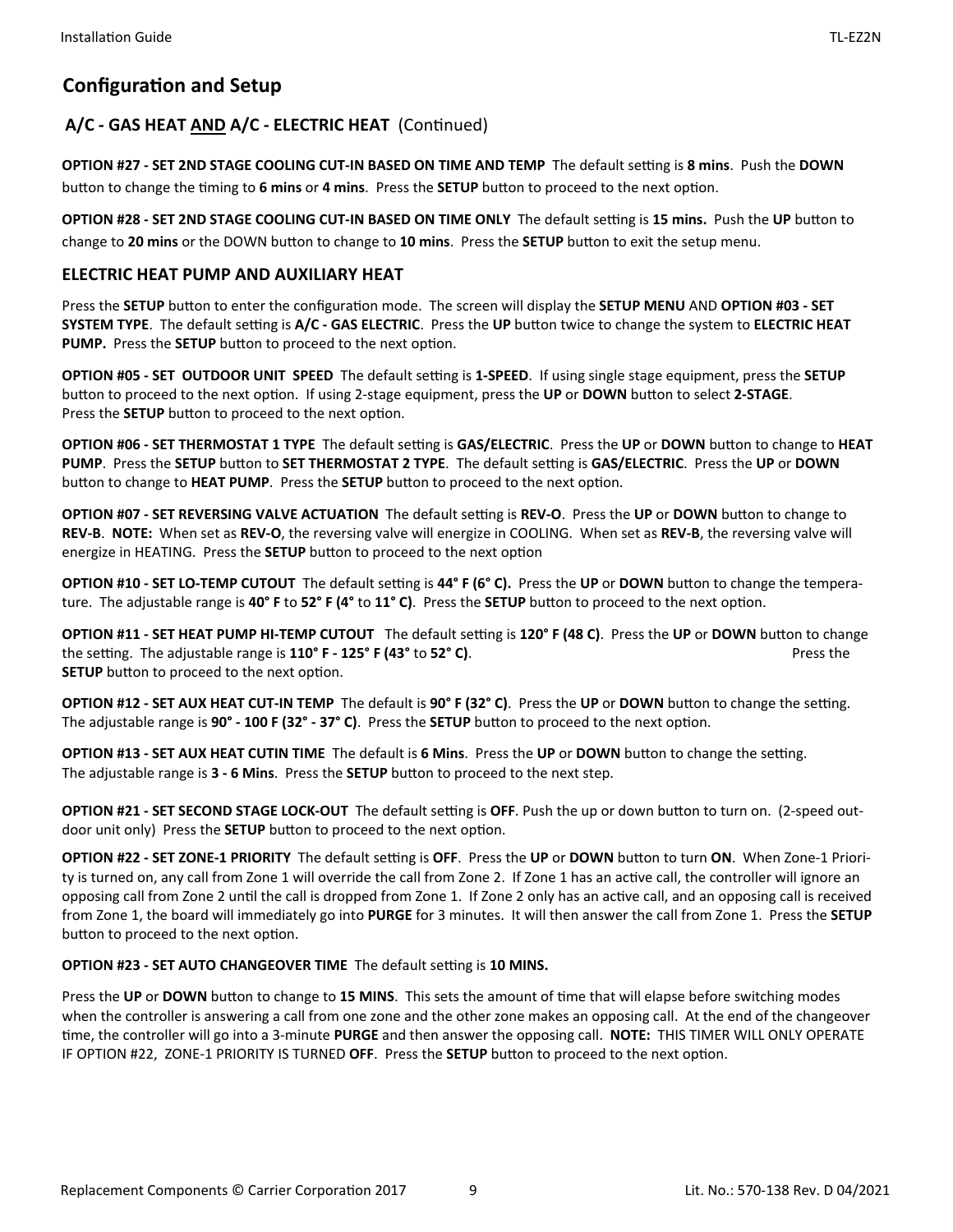## Configuration and Setup

### A/C - GAS HEAT AND A/C - ELECTRIC HEAT (Continued)

**OPTION #27 - SET 2ND STAGE COOLING CUT-IN BASED ON TIME AND TEMP** The default setting is **8 mins**. Push the **DOWN** button to change the timing to **6 mins** or **4 mins**. Press the **SETUP** button to proceed to the next option.

**OPTION #28 - SET 2ND STAGE COOLING CUT-IN BASED ON TIME ONLY** The default setting is **15 mins.** Push the **UP** button to change to **20 mins** or the DOWN button to change to **10 mins**. Press the **SETUP** button to exit the setup menu.

### ELECTRIC HEAT PUMP AND AUXILIARY HEAT

Press the **SETUP** button to enter the configuration mode. The screen will display the **SETUP MENU** AND **OPTION #03 - SET SYSTEM TYPE**. The default setting is **A/C - GAS ELECTRIC**. Press the **UP** button twice to change the system to **ELECTRIC HEAT PUMP.** Press the **SETUP** button to proceed to the next option.

**OPTION #05 - SET OUTDOOR UNIT SPEED** The default setting is **1-SPEED**. If using single stage equipment, press the **SETUP** button to proceed to the next option. If using 2-stage equipment, press the **UP** or **DOWN** button to select **2-STAGE**. Press the **SETUP** button to proceed to the next option.

**OPTION #06 - SET THERMOSTAT 1 TYPE** The default setting is **GAS/ELECTRIC**. Press the **UP** or **DOWN** button to change to **HEAT PUMP**. Press the **SETUP** button to **SET THERMOSTAT 2 TYPE**. The default setting is **GAS/ELECTRIC**. Press the **UP** or **DOWN** button to change to **HEAT PUMP**. Press the **SETUP** button to proceed to the next option.

**OPTION #07 - SET REVERSING VALVE ACTUATION** The default setting is **REV-O**. Press the **UP** or **DOWN** button to change to **REV-B**. **NOTE:** When set as **REV-O**, the reversing valve will energize in COOLING. When set as **REV-B**, the reversing valve will energize in HEATING. Press the **SETUP** button to proceed to the next option

**OPTION #10 - SET LO-TEMP CUTOUT** The default setting is **44° F (6° C).** Press the **UP** or **DOWN** button to change the temperature. The adjustable range is **40° F** to **52° F (4°** to **11° C)**. Press the **SETUP** button to proceed to the next option.

**OPTION #11 - SET HEAT PUMP HI-TEMP CUTOUT** The default setting is **120° F (48 C)**. Press the **UP** or **DOWN** button to change the setting. The adjustable range is **110° F - 125° F (43°** to **52° C)**. Press the **SETUP** button to proceed to the next option.

**OPTION #12 - SET AUX HEAT CUT-IN TEMP** The default is **90° F (32° C)**. Press the **UP** or **DOWN** button to change the setting. The adjustable range is **90° - 100 F (32° - 37° C)**. Press the **SETUP** button to proceed to the next option.

**OPTION #13 - SET AUX HEAT CUTIN TIME** The default is **6 Mins**. Press the **UP** or **DOWN** button to change the setting. The adjustable range is **3 - 6 Mins**. Press the **SETUP** button to proceed to the next step.

**OPTION #21 - SET SECOND STAGE LOCK-OUT** The default setting is **OFF**. Push the up or down button to turn on. (2-speed outdoor unit only) Press the **SETUP** button to proceed to the next option.

**OPTION #22 - SET ZONE-1 PRIORITY** The default setting is **OFF**. Press the **UP** or **DOWN** button to turn **ON**. When Zone-1 Priority is turned on, any call from Zone 1 will override the call from Zone 2. If Zone 1 has an active call, the controller will ignore an opposing call from Zone 2 until the call is dropped from Zone 1. If Zone 2 only has an active call, and an opposing call is received from Zone 1, the board will immediately go into **PURGE** for 3 minutes. It will then answer the call from Zone 1. Press the **SETUP** button to proceed to the next option.

**OPTION #23 - SET AUTO CHANGEOVER TIME** The default setting is **10 MINS.**

Press the **UP** or **DOWN** button to change to **15 MINS**. This sets the amount of time that will elapse before switching modes when the controller is answering a call from one zone and the other zone makes an opposing call. At the end of the changeover time, the controller will go into a 3-minute **PURGE** and then answer the opposing call. **NOTE:** THIS TIMER WILL ONLY OPERATE IF OPTION #22, ZONE-1 PRIORITY IS TURNED **OFF**. Press the **SETUP** button to proceed to the next option.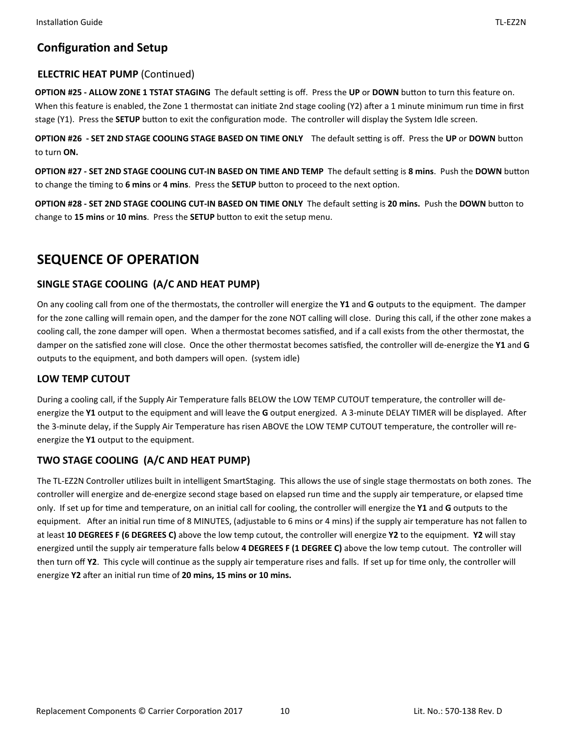## Configuration and Setup

### ELECTRIC HEAT PUMP (Continued)

**OPTION #25 - ALLOW ZONE 1 TSTAT STAGING** The default setting is off. Press the **UP** or **DOWN** button to turn this feature on. When this feature is enabled, the Zone 1 thermostat can initiate 2nd stage cooling (Y2) after a 1 minute minimum run time in first stage (Y1). Press the **SETUP** button to exit the configuration mode. The controller will display the System Idle screen.

**OPTION #26 - SET 2ND STAGE COOLING STAGE BASED ON TIME ONLY** The default setting is off. Press the **UP** or **DOWN** button to turn **ON.**

**OPTION #27 - SET 2ND STAGE COOLING CUT-IN BASED ON TIME AND TEMP** The default setting is **8 mins**. Push the **DOWN** button to change the timing to **6 mins** or **4 mins**. Press the **SETUP** button to proceed to the next option.

**OPTION #28 - SET 2ND STAGE COOLING CUT-IN BASED ON TIME ONLY** The default setting is **20 mins.** Push the **DOWN** button to change to **15 mins** or **10 mins**. Press the **SETUP** button to exit the setup menu.

# SEQUENCE OF OPERATION

### SINGLE STAGE COOLING (A/C AND HEAT PUMP)

On any cooling call from one of the thermostats, the controller will energize the **Y1** and **G** outputs to the equipment. The damper for the zone calling will remain open, and the damper for the zone NOT calling will close. During this call, if the other zone makes a cooling call, the zone damper will open. When a thermostat becomes satisfied, and if a call exists from the other thermostat, the damper on the satisfied zone will close. Once the other thermostat becomes satisfied, the controller will de-energize the **Y1** and **G** outputs to the equipment, and both dampers will open. (system idle)

### LOW TEMP CUTOUT

During a cooling call, if the Supply Air Temperature falls BELOW the LOW TEMP CUTOUT temperature, the controller will de-energize the **Y1** output to the equipment and will leave the **G** output energized. A 3-minute DELAY TIMER will be displayed. After the 3-minute delay, if the Supply Air Temperature has risen ABOVE the LOW TEMP CUTOUT temperature, the controller will re-energize the **Y1** output to the equipment.

### TWO STAGE COOLING (A/C AND HEAT PUMP)

The TL-EZ2N Controller utilizes built in intelligent SmartStaging. This allows the use of single stage thermostats on both zones. The controller will energize and de-energize second stage based on elapsed run time and the supply air temperature, or elapsed time only. If set up for time and temperature, on an initial call for cooling, the controller will energize the **Y1** and **G** outputs to the equipment. After an initial run time of 8 MINUTES, (adjustable to 6 mins or 4 mins) if the supply air temperature has not fallen to at least **10 DEGREES F (6 DEGREES C)** above the low temp cutout, the controller will energize **Y2** to the equipment. **Y2** will stay energized until the supply air temperature falls below **4 DEGREES F (1 DEGREE C)** above the low temp cutout. The controller will then turn off **Y2**. This cycle will continue as the supply air temperature rises and falls. If set up for time only, the controller will energize **Y2** after an initial run time of **20 mins, 15 mins or 10 mins.**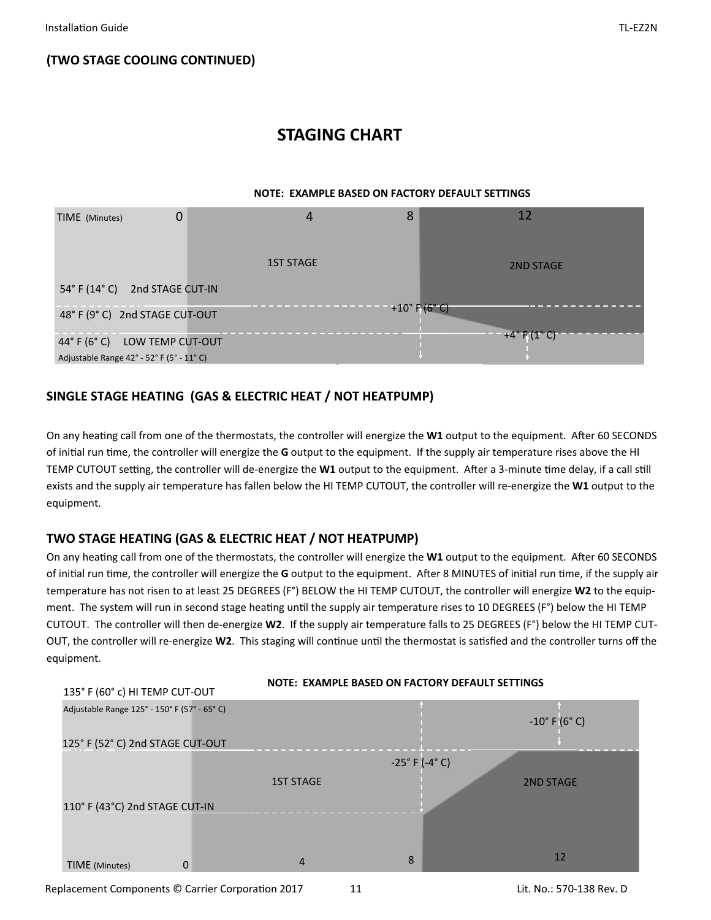**(TWO STAGE COOLING CONTINUED)**

## STAGING CHART

**NOTE: EXAMPLE BASED ON FACTORY DEFAULT SETTINGS**

TIME (Minutes) 0 4 8 12

1ST STAGE

2ND STAGE

54° F (14° C) 2nd STAGE CUT-IN

48° F (9° C) 2nd STAGE CUT-OUT

+10° F (6° C)

+4° F (1° C)

44° F (6° C) LOW TEMP CUT-OUT

Adjustable Range 42° - 52° F (5° - 11° C)

## SINGLE STAGE HEATING (GAS & ELECTRIC HEAT / NOT HEATPUMP)

On any heating call from one of the thermostats, the controller will energize the **W1** output to the equipment. After 60 SECONDS of initial run time, the controller will energize the **G** output to the equipment. If the supply air temperature rises above the HI TEMP CUTOUT setting, the controller will de-energize the **W1** output to the equipment. After a 3-minute time delay, if a call still exists and the supply air temperature has fallen below the HI TEMP CUTOUT, the controller will re-energize the **W1** output to the equipment.

## TWO STAGE HEATING (GAS & ELECTRIC HEAT / NOT HEATPUMP)

On any heating call from one of the thermostats, the controller will energize the **W1** output to the equipment. After 60 SECONDS of initial run time, the controller will energize the **G** output to the equipment. After 8 MINUTES of initial run time, if the supply air temperature has not risen to at least 25 DEGREES (F°) BELOW the HI TEMP CUTOUT, the controller will energize **W2** to the equipment. The system will run in second stage heating until the supply air temperature rises to 10 DEGREES (F°) below the HI TEMP CUTOUT. The controller will then de-energize **W2**. If the supply air temperature falls to 25 DEGREES (F°) below the HI TEMP CUT-OUT, the controller will re-energize **W2**. This staging will continue until the thermostat is satisfied and the controller turns off the equipment.

**NOTE: EXAMPLE BASED ON FACTORY DEFAULT SETTINGS**

135° F (60° c) HI TEMP CUT-OUT

Adjustable Range 125° - 150° F (57° - 65° C)

-10° F (6° C)

125° F (52° C) 2nd STAGE CUT-OUT

-25° F (-4° C)

1ST STAGE

2ND STAGE

110° F (43°C) 2nd STAGE CUT-IN

TIME (Minutes) 0 4 8 12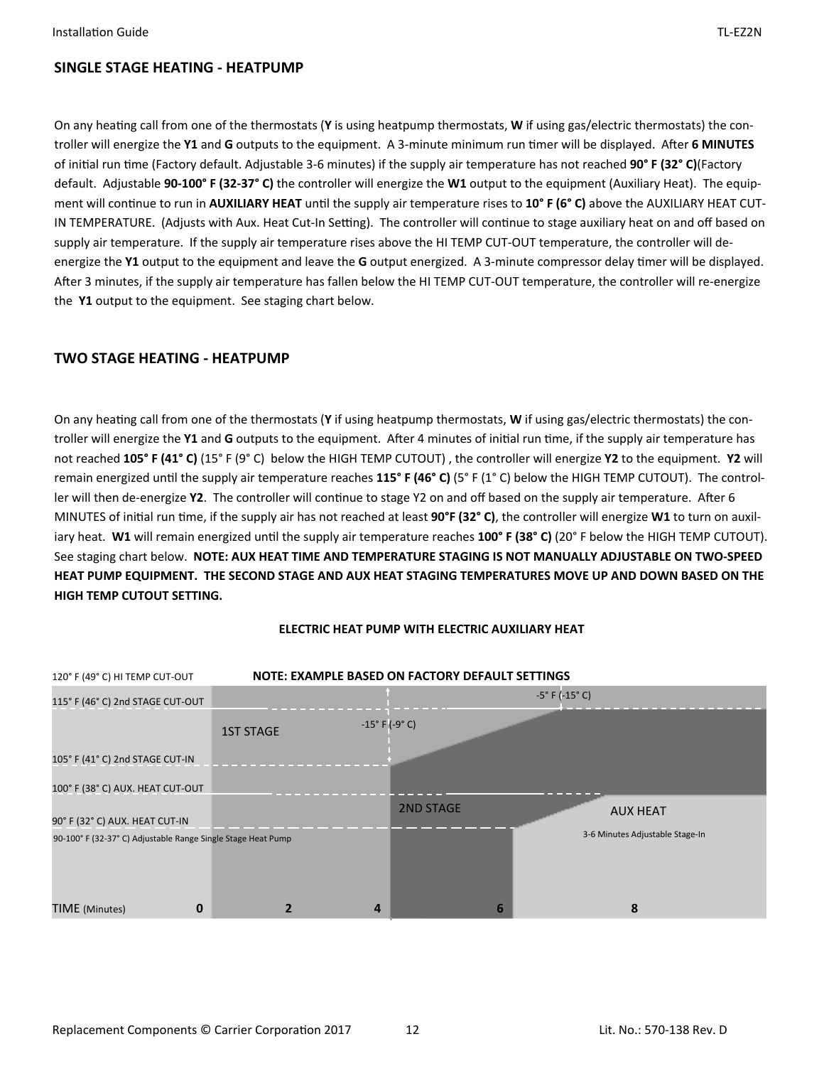## SINGLE STAGE HEATING - HEATPUMP

On any heating call from one of the thermostats (**Y** is using heatpump thermostats, **W** if using gas/electric thermostats) the controller will energize the **Y1** and **G** outputs to the equipment. A 3-minute minimum run timer will be displayed. After **6 MINUTES** of initial run time (Factory default. Adjustable 3-6 minutes) if the supply air temperature has not reached **90° F (32° C)**(Factory default. Adjustable **90-100° F (32-37° C)** the controller will energize the **W1** output to the equipment (Auxiliary Heat). The equipment will continue to run in **AUXILIARY HEAT** until the supply air temperature rises to **10° F (6° C)** above the AUXILIARY HEAT CUT-IN TEMPERATURE. (Adjusts with Aux. Heat Cut-In Setting). The controller will continue to stage auxiliary heat on and off based on supply air temperature. If the supply air temperature rises above the HI TEMP CUT-OUT temperature, the controller will de-energize the **Y1** output to the equipment and leave the **G** output energized. A 3-minute compressor delay timer will be displayed. After 3 minutes, if the supply air temperature has fallen below the HI TEMP CUT-OUT temperature, the controller will re-energize the **Y1** output to the equipment. See staging chart below.

## TWO STAGE HEATING - HEATPUMP

On any heating call from one of the thermostats (**Y** if using heatpump thermostats, **W** if using gas/electric thermostats) the controller will energize the **Y1** and **G** outputs to the equipment. After 4 minutes of initial run time, if the supply air temperature has not reached **105° F (41° C)** (15° F (9° C) below the HIGH TEMP CUTOUT) , the controller will energize **Y2** to the equipment. **Y2** will remain energized until the supply air temperature reaches **115° F (46° C)** (5° F (1° C) below the HIGH TEMP CUTOUT). The controller will then de-energize **Y2**. The controller will continue to stage Y2 on and off based on the supply air temperature. After 6 MINUTES of initial run time, if the supply air has not reached at least **90°F (32° C)**, the controller will energize **W1** to turn on auxiliary heat. **W1** will remain energized until the supply air temperature reaches **100° F (38° C)** (20° F below the HIGH TEMP CUTOUT). See staging chart below. **NOTE: AUX HEAT TIME AND TEMPERATURE STAGING IS NOT MANUALLY ADJUSTABLE ON TWO-SPEED HEAT PUMP EQUIPMENT. THE SECOND STAGE AND AUX HEAT STAGING TEMPERATURES MOVE UP AND DOWN BASED ON THE HIGH TEMP CUTOUT SETTING.**

**ELECTRIC HEAT PUMP WITH ELECTRIC AUXILIARY HEAT**

**NOTE: EXAMPLE BASED ON FACTORY DEFAULT SETTINGS**

120° F (49° C) HI TEMP CUT-OUT

115° F (46° C) 2nd STAGE CUT-OUT

105° F (41° C) 2nd STAGE CUT-IN

100° F (38° C) AUX. HEAT CUT-OUT

90° F (32° C) AUX. HEAT CUT-IN

90-100° F (32-37° C) Adjustable Range Single Stage Heat Pump

1ST STAGE

2ND STAGE

AUX HEAT

3-6 Minutes Adjustable Stage-In

-15° F (-9° C)

-5° F (-15° C)

TIME (Minutes) 0 2 4 6 8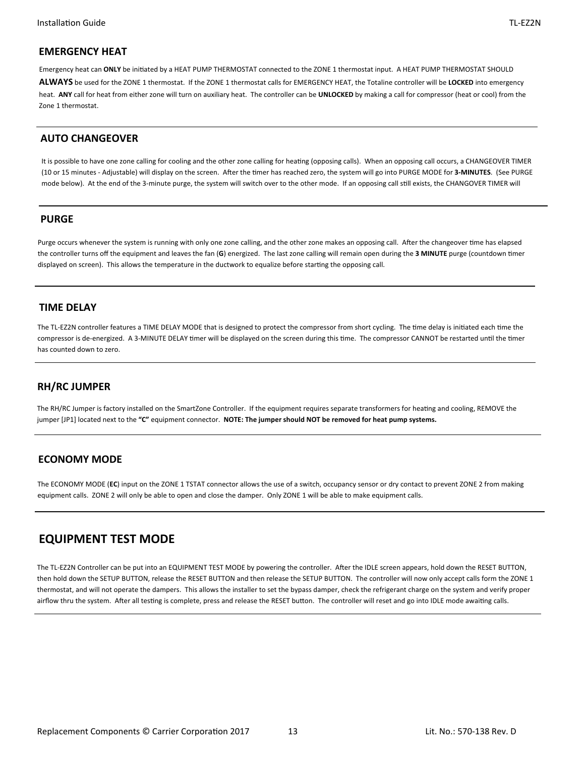## EMERGENCY HEAT

Emergency heat can **ONLY** be initiated by a HEAT PUMP THERMOSTAT connected to the ZONE 1 thermostat input. A HEAT PUMP THERMOSTAT SHOULD **ALWAYS** be used for the ZONE 1 thermostat. If the ZONE 1 thermostat calls for EMERGENCY HEAT, the Totaline controller will be **LOCKED** into emergency heat. **ANY** call for heat from either zone will turn on auxiliary heat. The controller can be **UNLOCKED** by making a call for compressor (heat or cool) from the Zone 1 thermostat.

---

## AUTO CHANGEOVER

It is possible to have one zone calling for cooling and the other zone calling for heating (opposing calls). When an opposing call occurs, a CHANGEOVER TIMER (10 or 15 minutes - Adjustable) will display on the screen. After the timer has reached zero, the system will go into PURGE MODE for **3-MINUTES**. (See PURGE mode below). At the end of the 3-minute purge, the system will switch over to the other mode. If an opposing call still exists, the CHANGOVER TIMER will

---

## PURGE

Purge occurs whenever the system is running with only one zone calling, and the other zone makes an opposing call. After the changeover time has elapsed the controller turns off the equipment and leaves the fan (**G**) energized. The last zone calling will remain open during the **3 MINUTE** purge (countdown timer displayed on screen). This allows the temperature in the ductwork to equalize before starting the opposing call.

---

## TIME DELAY

The TL-EZ2N controller features a TIME DELAY MODE that is designed to protect the compressor from short cycling. The time delay is initiated each time the compressor is de-energized. A 3-MINUTE DELAY timer will be displayed on the screen during this time. The compressor CANNOT be restarted until the timer has counted down to zero.

---

## RH/RC JUMPER

The RH/RC Jumper is factory installed on the SmartZone Controller. If the equipment requires separate transformers for heating and cooling, REMOVE the jumper [JP1] located next to the **"C"** equipment connector. **NOTE: The jumper should NOT be removed for heat pump systems.**

---

## ECONOMY MODE

The ECONOMY MODE (**EC**) input on the ZONE 1 TSTAT connector allows the use of a switch, occupancy sensor or dry contact to prevent ZONE 2 from making equipment calls. ZONE 2 will only be able to open and close the damper. Only ZONE 1 will be able to make equipment calls.

---

# EQUIPMENT TEST MODE

The TL-EZ2N Controller can be put into an EQUIPMENT TEST MODE by powering the controller. After the IDLE screen appears, hold down the RESET BUTTON, then hold down the SETUP BUTTON, release the RESET BUTTON and then release the SETUP BUTTON. The controller will now only accept calls form the ZONE 1 thermostat, and will not operate the dampers. This allows the installer to set the bypass damper, check the refrigerant charge on the system and verify proper airflow thru the system. After all testing is complete, press and release the RESET button. The controller will reset and go into IDLE mode awaiting calls.

---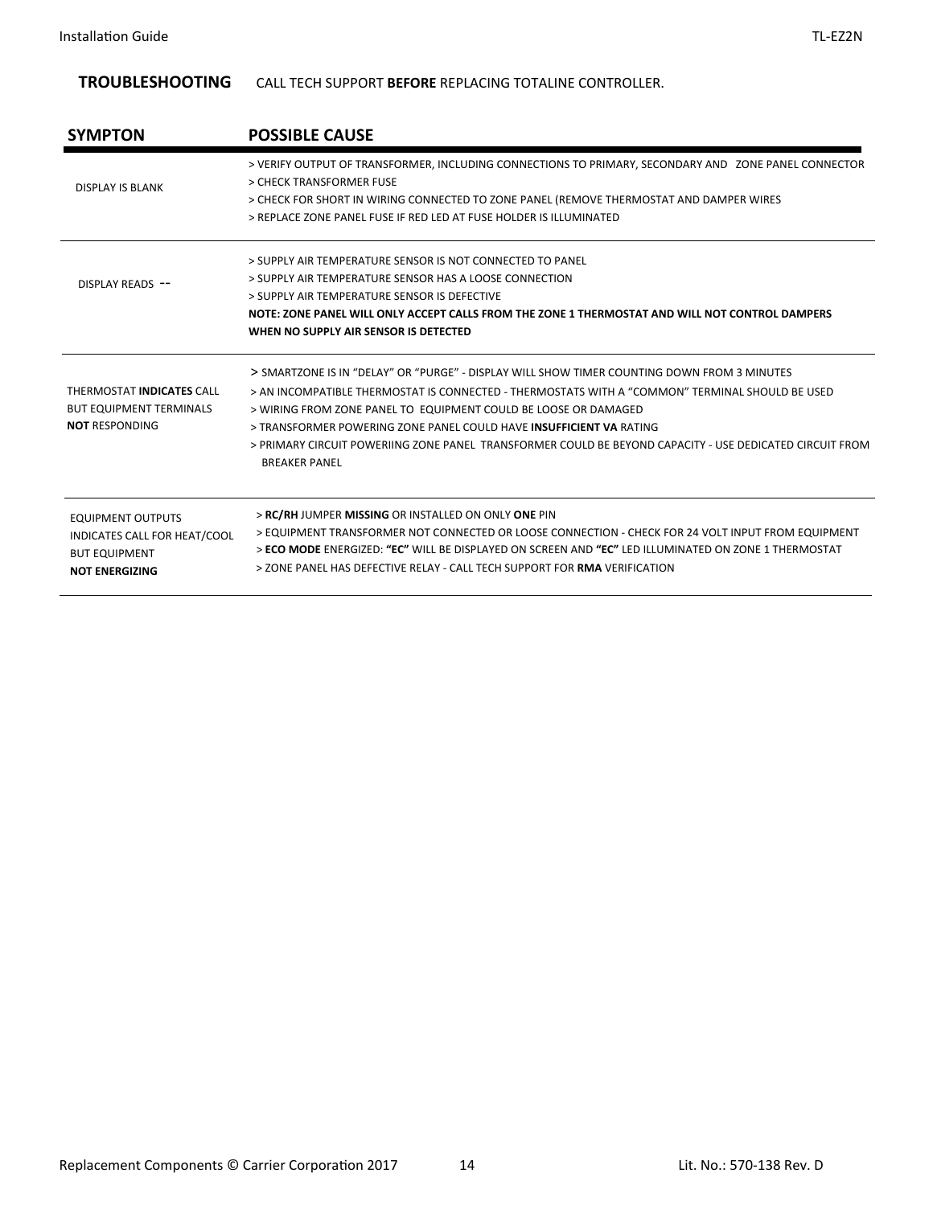## TROUBLESHOOTING

CALL TECH SUPPORT **BEFORE** REPLACING TOTALINE CONTROLLER.

| SYMPTON | POSSIBLE CAUSE |
| --- | --- |
| DISPLAY IS BLANK | > VERIFY OUTPUT OF TRANSFORMER, INCLUDING CONNECTIONS TO PRIMARY, SECONDARY AND ZONE PANEL CONNECTOR<br>> CHECK TRANSFORMER FUSE<br>> CHECK FOR SHORT IN WIRING CONNECTED TO ZONE PANEL (REMOVE THERMOSTAT AND DAMPER WIRES<br>> REPLACE ZONE PANEL FUSE IF RED LED AT FUSE HOLDER IS ILLUMINATED |
| DISPLAY READS -- | > SUPPLY AIR TEMPERATURE SENSOR IS NOT CONNECTED TO PANEL<br>> SUPPLY AIR TEMPERATURE SENSOR HAS A LOOSE CONNECTION<br>> SUPPLY AIR TEMPERATURE SENSOR IS DEFECTIVE<br>**NOTE: ZONE PANEL WILL ONLY ACCEPT CALLS FROM THE ZONE 1 THERMOSTAT AND WILL NOT CONTROL DAMPERS WHEN NO SUPPLY AIR SENSOR IS DETECTED** |
| THERMOSTAT **INDICATES** CALL BUT EQUIPMENT TERMINALS **NOT** RESPONDING | > SMARTZONE IS IN "DELAY" OR "PURGE" - DISPLAY WILL SHOW TIMER COUNTING DOWN FROM 3 MINUTES<br>> AN INCOMPATIBLE THERMOSTAT IS CONNECTED - THERMOSTATS WITH A "COMMON" TERMINAL SHOULD BE USED<br>> WIRING FROM ZONE PANEL TO EQUIPMENT COULD BE LOOSE OR DAMAGED<br>> TRANSFORMER POWERING ZONE PANEL COULD HAVE **INSUFFICIENT VA** RATING<br>> PRIMARY CIRCUIT POWERIING ZONE PANEL TRANSFORMER COULD BE BEYOND CAPACITY - USE DEDICATED CIRCUIT FROM BREAKER PANEL |
| EQUIPMENT OUTPUTS INDICATES CALL FOR HEAT/COOL BUT EQUIPMENT **NOT ENERGIZING** | > **RC/RH** JUMPER **MISSING** OR INSTALLED ON ONLY **ONE** PIN<br>> EQUIPMENT TRANSFORMER NOT CONNECTED OR LOOSE CONNECTION - CHECK FOR 24 VOLT INPUT FROM EQUIPMENT<br>> **ECO MODE** ENERGIZED: **"EC"** WILL BE DISPLAYED ON SCREEN AND **"EC"** LED ILLUMINATED ON ZONE 1 THERMOSTAT<br>> ZONE PANEL HAS DEFECTIVE RELAY - CALL TECH SUPPORT FOR **RMA** VERIFICATION |